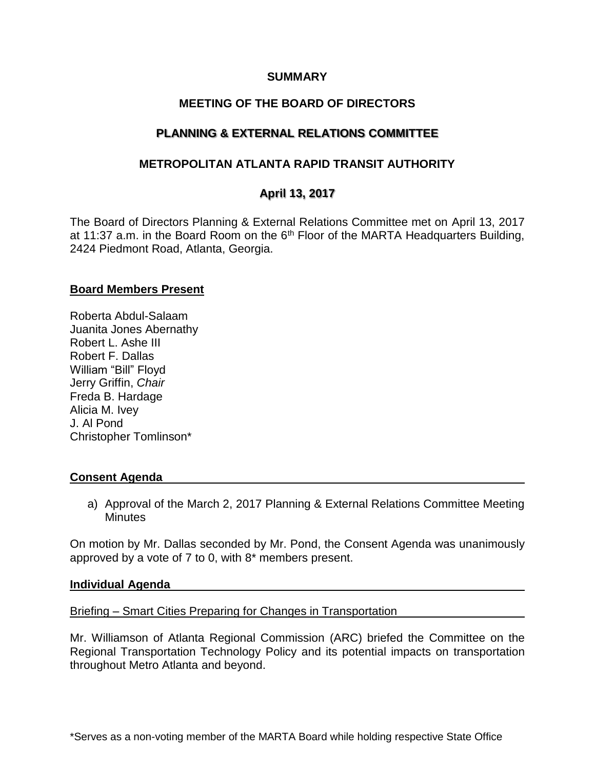# SUMMARY

## MEETING OF THE BOARD OF DIRECTORS

## PLANNING & EXTERNAL RELATIONS COMMITTEE

## METROPOLITAN ATLANTA RAPID TRANSIT AUTHORITY

## April 13, 2017

The Board of Directors Planning & External Relations Committee met on April 13, 2017 at 11:37 a.m. in the Board Room on the 6th Floor of the MARTA Headquarters Building, 2424 Piedmont Road, Atlanta, Georgia.

**Board Members Present**

Roberta Abdul-Salaam
Juanita Jones Abernathy
Robert L. Ashe III
Robert F. Dallas
William "Bill" Floyd
Jerry Griffin, *Chair*
Freda B. Hardage
Alicia M. Ivey
J. Al Pond
Christopher Tomlinson*

**Consent Agenda**

a) Approval of the March 2, 2017 Planning & External Relations Committee Meeting Minutes

On motion by Mr. Dallas seconded by Mr. Pond, the Consent Agenda was unanimously approved by a vote of 7 to 0, with 8* members present.

**Individual Agenda**

Briefing – Smart Cities Preparing for Changes in Transportation

Mr. Williamson of Atlanta Regional Commission (ARC) briefed the Committee on the Regional Transportation Technology Policy and its potential impacts on transportation throughout Metro Atlanta and beyond.

*Serves as a non-voting member of the MARTA Board while holding respective State Office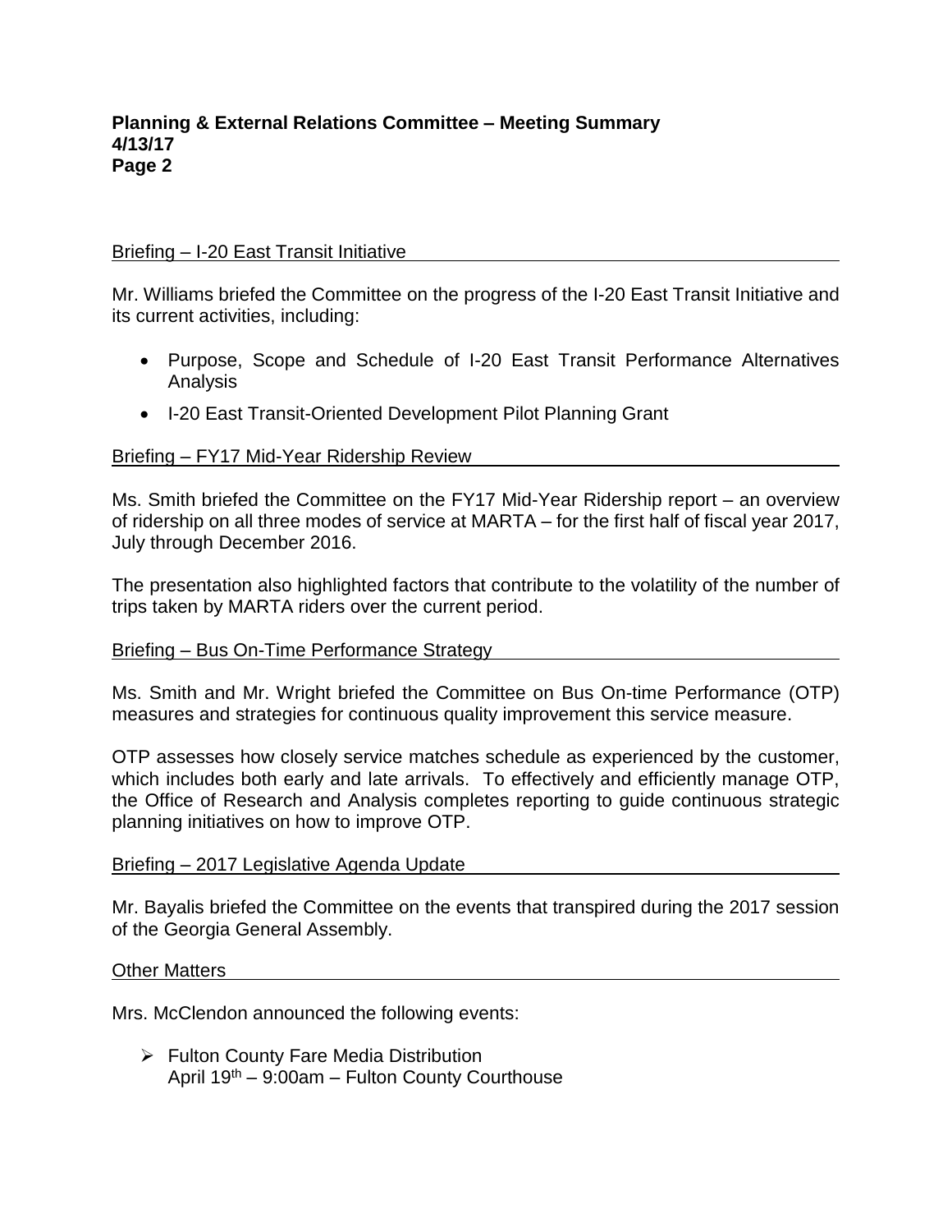## Briefing – I-20 East Transit Initiative

Mr. Williams briefed the Committee on the progress of the I-20 East Transit Initiative and its current activities, including:

- Purpose, Scope and Schedule of I-20 East Transit Performance Alternatives Analysis
- I-20 East Transit-Oriented Development Pilot Planning Grant

## Briefing – FY17 Mid-Year Ridership Review

Ms. Smith briefed the Committee on the FY17 Mid-Year Ridership report – an overview of ridership on all three modes of service at MARTA – for the first half of fiscal year 2017, July through December 2016.

The presentation also highlighted factors that contribute to the volatility of the number of trips taken by MARTA riders over the current period.

## Briefing – Bus On-Time Performance Strategy

Ms. Smith and Mr. Wright briefed the Committee on Bus On-time Performance (OTP) measures and strategies for continuous quality improvement this service measure.

OTP assesses how closely service matches schedule as experienced by the customer, which includes both early and late arrivals. To effectively and efficiently manage OTP, the Office of Research and Analysis completes reporting to guide continuous strategic planning initiatives on how to improve OTP.

## Briefing – 2017 Legislative Agenda Update

Mr. Bayalis briefed the Committee on the events that transpired during the 2017 session of the Georgia General Assembly.

## Other Matters

Mrs. McClendon announced the following events:

- Fulton County Fare Media Distribution
  April 19th – 9:00am – Fulton County Courthouse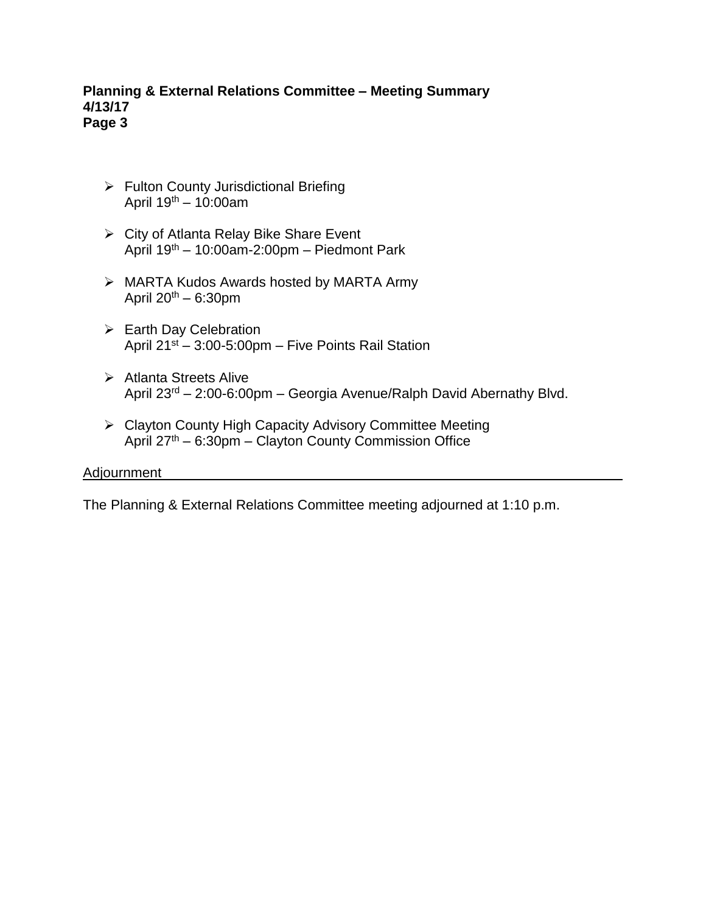- Fulton County Jurisdictional Briefing
  April 19th – 10:00am

- City of Atlanta Relay Bike Share Event
  April 19th – 10:00am-2:00pm – Piedmont Park

- MARTA Kudos Awards hosted by MARTA Army
  April 20th – 6:30pm

- Earth Day Celebration
  April 21st – 3:00-5:00pm – Five Points Rail Station

- Atlanta Streets Alive
  April 23rd – 2:00-6:00pm – Georgia Avenue/Ralph David Abernathy Blvd.

- Clayton County High Capacity Advisory Committee Meeting
  April 27th – 6:30pm – Clayton County Commission Office

## Adjournment

The Planning & External Relations Committee meeting adjourned at 1:10 p.m.